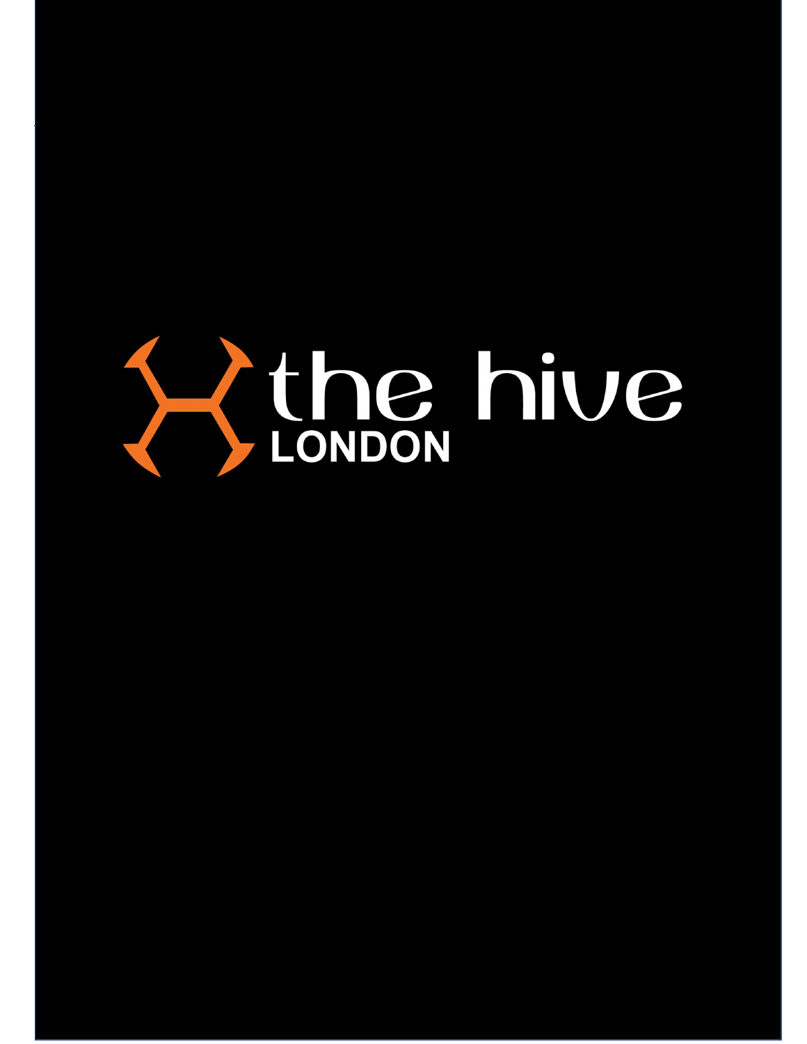# the hive

LONDON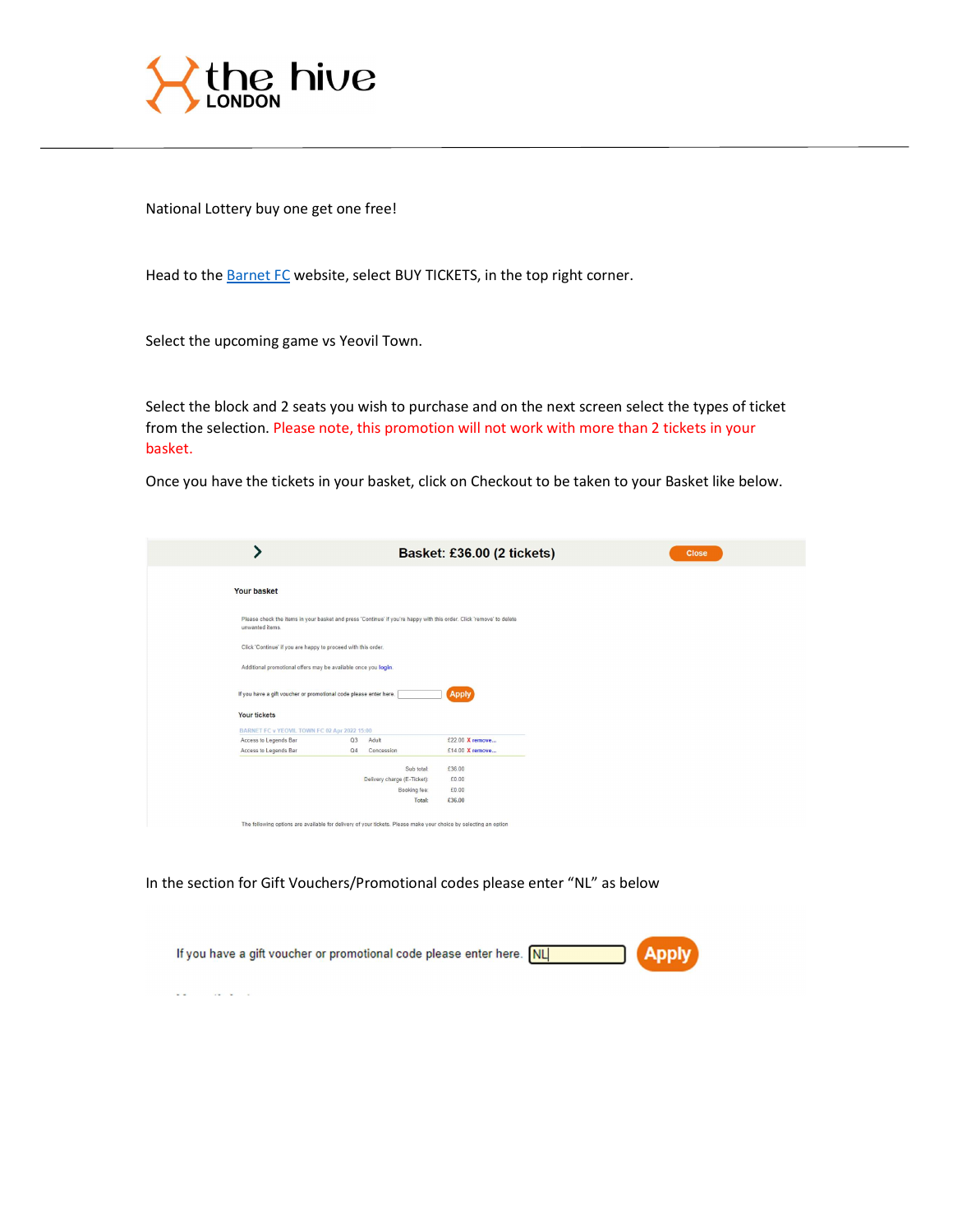National Lottery buy one get one free!

Head to the [Barnet FC](#) website, select BUY TICKETS, in the top right corner.

Select the upcoming game vs Yeovil Town.

Select the block and 2 seats you wish to purchase and on the next screen select the types of ticket from the selection. Please note, this promotion will not work with more than 2 tickets in your basket.

Once you have the tickets in your basket, click on Checkout to be taken to your Basket like below.

In the section for Gift Vouchers/Promotional codes please enter "NL" as below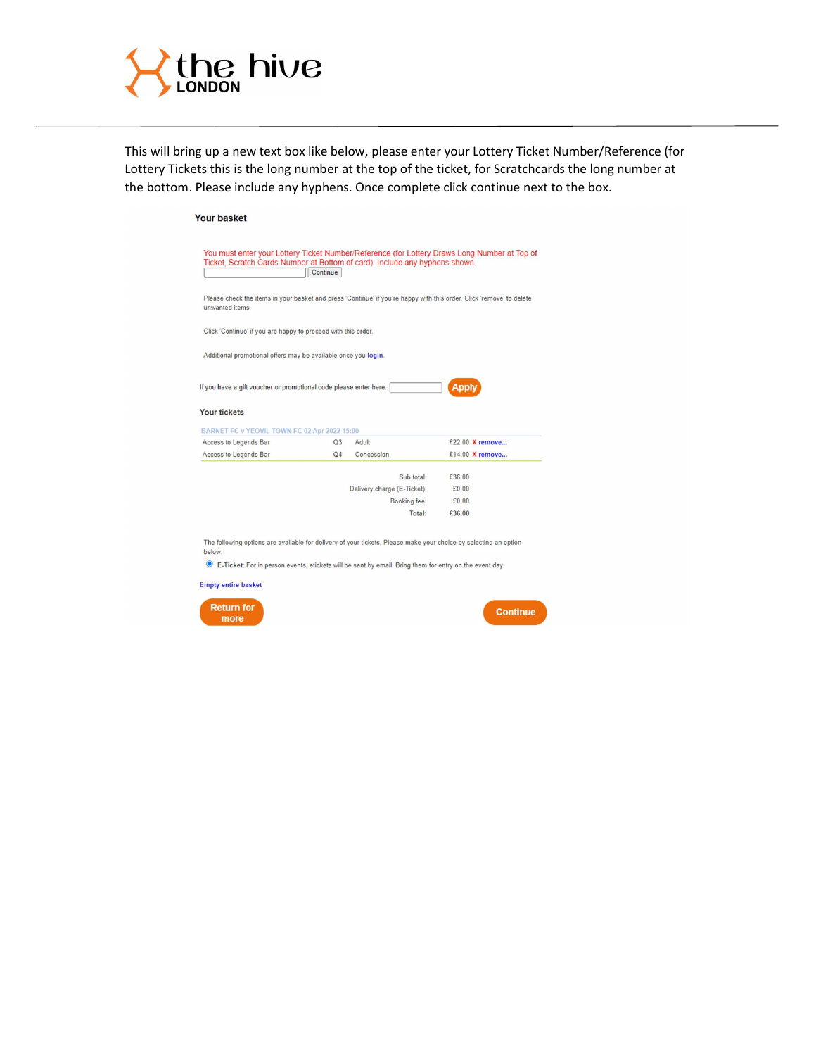This will bring up a new text box like below, please enter your Lottery Ticket Number/Reference (for Lottery Tickets this is the long number at the top of the ticket, for Scratchcards the long number at the bottom. Please include any hyphens. Once complete click continue next to the box.

**Your basket**

You must enter your Lottery Ticket Number/Reference (for Lottery Draws Long Number at Top of Ticket, Scratch Cards Number at Bottom of card). Include any hyphens shown.

[ ] Continue

Please check the items in your basket and press 'Continue' if you're happy with this order. Click 'remove' to delete unwanted items.

Click 'Continue' if you are happy to proceed with this order.

Additional promotional offers may be available once you login.

If you have a gift voucher or promotional code please enter here. [ ] Apply

**Your tickets**

BARNET FC v YEOVIL TOWN FC 02 Apr 2022 15:00

| | | | | |
|---|---|---|---|---|
| Access to Legends Bar | Q3 | Adult | £22.00 | X remove... |
| Access to Legends Bar | Q4 | Concession | £14.00 | X remove... |

| | |
|---|---|
| Sub total: | £36.00 |
| Delivery charge (E-Ticket): | £0.00 |
| Booking fee: | £0.00 |
| **Total:** | **£36.00** |

The following options are available for delivery of your tickets. Please make your choice by selecting an option below:

- E-Ticket: For in person events, etickets will be sent by email. Bring them for entry on the event day.

Empty entire basket

Return for more | Continue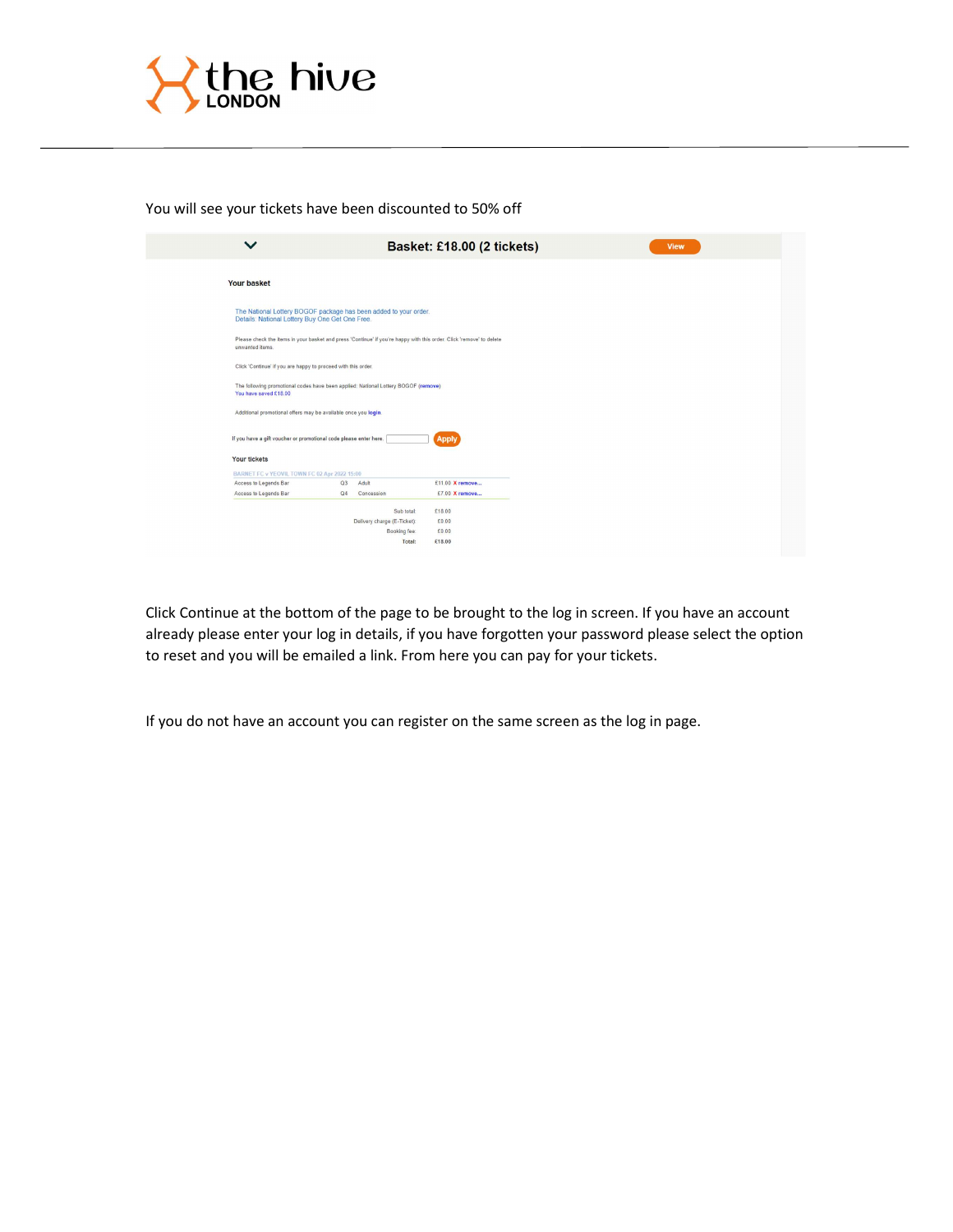You will see your tickets have been discounted to 50% off

Basket: £18.00 (2 tickets)

View

Your basket

The National Lottery BOGOF package has been added to your order.
Details: National Lottery Buy One Get One Free.

Please check the items in your basket and press 'Continue' if you're happy with this order. Click 'remove' to delete unwanted items.

Click 'Continue' if you are happy to proceed with this order.

The following promotional codes have been applied: National Lottery BOGOF (remove)
You have saved £18.00

Additional promotional offers may be available once you login.

If you have a gift voucher or promotional code please enter here. Apply

Your tickets

BARNET FC v YEOVIL TOWN FC 02 Apr 2022 15:00

| | | | | |
|---|---|---|---|---|
| Access to Legends Bar | Q3 | Adult | £11.00 | X remove... |
| Access to Legends Bar | Q4 | Concession | £7.00 | X remove... |

| | |
|---|---|
| Sub total: | £18.00 |
| Delivery charge (E-Ticket): | £0.00 |
| Booking fee: | £0.00 |
| Total: | £18.00 |

Click Continue at the bottom of the page to be brought to the log in screen. If you have an account already please enter your log in details, if you have forgotten your password please select the option to reset and you will be emailed a link. From here you can pay for your tickets.

If you do not have an account you can register on the same screen as the log in page.